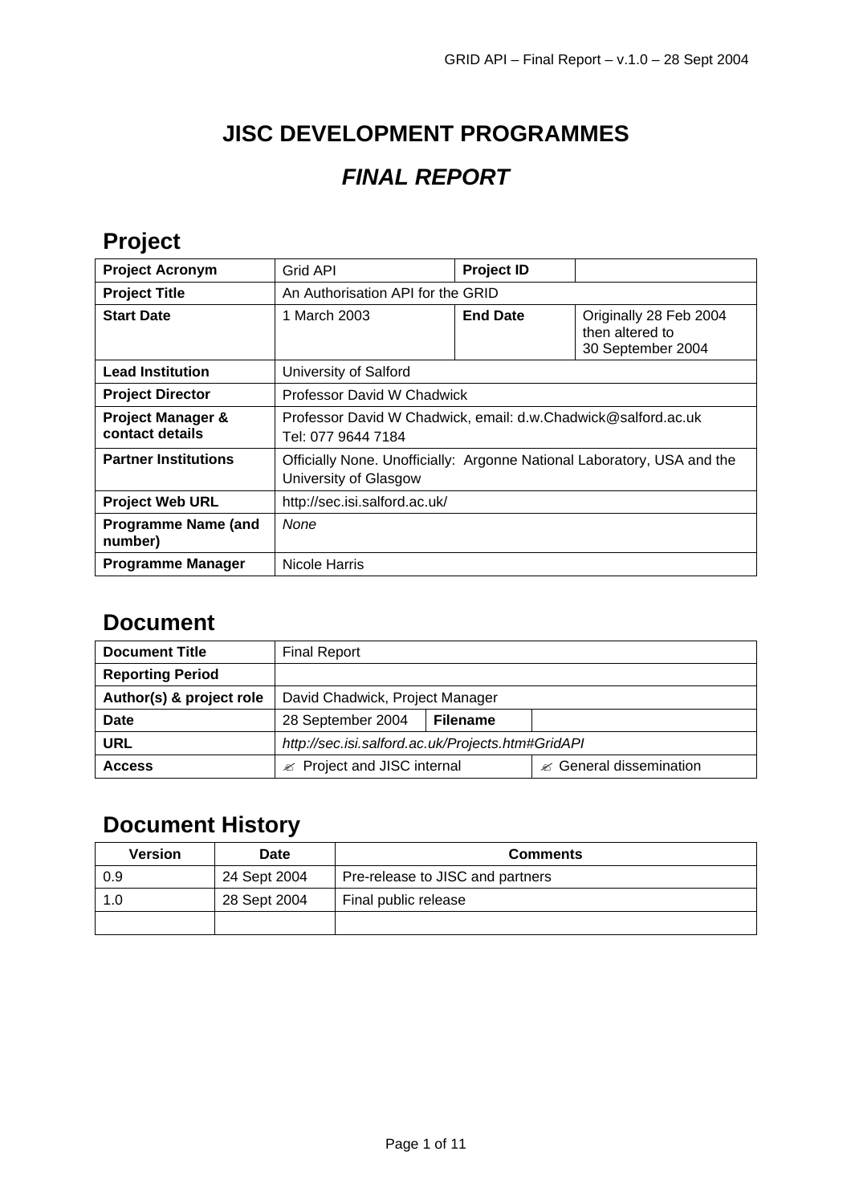# JISC DEVELOPMENT PROGRAMMES

## *FINAL REPORT*

## Project

| **Project Acronym** | Grid API | **Project ID** | |
|---|---|---|---|
| **Project Title** | An Authorisation API for the GRID | | |
| **Start Date** | 1 March 2003 | **End Date** | Originally 28 Feb 2004 then altered to 30 September 2004 |
| **Lead Institution** | University of Salford | | |
| **Project Director** | Professor David W Chadwick | | |
| **Project Manager & contact details** | Professor David W Chadwick, email: d.w.Chadwick@salford.ac.uk Tel: 077 9644 7184 | | |
| **Partner Institutions** | Officially None. Unofficially: Argonne National Laboratory, USA and the University of Glasgow | | |
| **Project Web URL** | http://sec.isi.salford.ac.uk/ | | |
| **Programme Name (and number)** | *None* | | |
| **Programme Manager** | Nicole Harris | | |

## Document

| **Document Title** | Final Report | | |
|---|---|---|---|
| **Reporting Period** | | | |
| **Author(s) & project role** | David Chadwick, Project Manager | | |
| **Date** | 28 September 2004 | **Filename** | |
| **URL** | *http://sec.isi.salford.ac.uk/Projects.htm#GridAPI* | | |
| **Access** | ✍ Project and JISC internal | | ✍ General dissemination |

## Document History

| Version | Date | Comments |
|---|---|---|
| 0.9 | 24 Sept 2004 | Pre-release to JISC and partners |
| 1.0 | 28 Sept 2004 | Final public release |
| | | |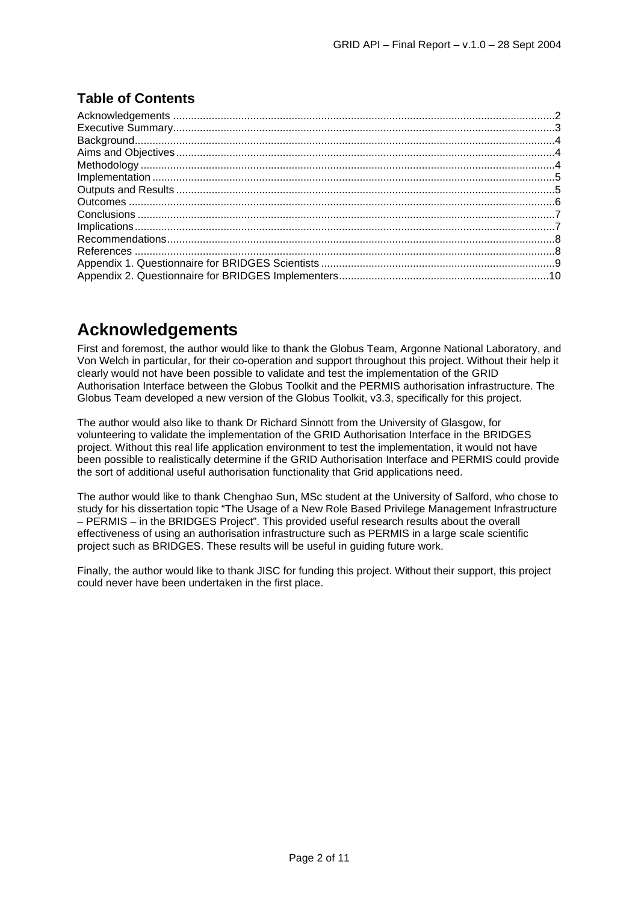### Table of Contents

Acknowledgements ....................................................................................................................2
Executive Summary....................................................................................................................3
Background.................................................................................................................................4
Aims and Objectives...................................................................................................................4
Methodology ...............................................................................................................................4
Implementation ..........................................................................................................................5
Outputs and Results ..................................................................................................................5
Outcomes ...................................................................................................................................6
Conclusions ................................................................................................................................7
Implications.................................................................................................................................7
Recommendations......................................................................................................................8
References ..................................................................................................................................8
Appendix 1. Questionnaire for BRIDGES Scientists ..................................................................9
Appendix 2. Questionnaire for BRIDGES Implementers...........................................................10

# Acknowledgements

First and foremost, the author would like to thank the Globus Team, Argonne National Laboratory, and Von Welch in particular, for their co-operation and support throughout this project. Without their help it clearly would not have been possible to validate and test the implementation of the GRID Authorisation Interface between the Globus Toolkit and the PERMIS authorisation infrastructure. The Globus Team developed a new version of the Globus Toolkit, v3.3, specifically for this project.

The author would also like to thank Dr Richard Sinnott from the University of Glasgow, for volunteering to validate the implementation of the GRID Authorisation Interface in the BRIDGES project. Without this real life application environment to test the implementation, it would not have been possible to realistically determine if the GRID Authorisation Interface and PERMIS could provide the sort of additional useful authorisation functionality that Grid applications need.

The author would like to thank Chenghao Sun, MSc student at the University of Salford, who chose to study for his dissertation topic "The Usage of a New Role Based Privilege Management Infrastructure – PERMIS – in the BRIDGES Project". This provided useful research results about the overall effectiveness of using an authorisation infrastructure such as PERMIS in a large scale scientific project such as BRIDGES. These results will be useful in guiding future work.

Finally, the author would like to thank JISC for funding this project. Without their support, this project could never have been undertaken in the first place.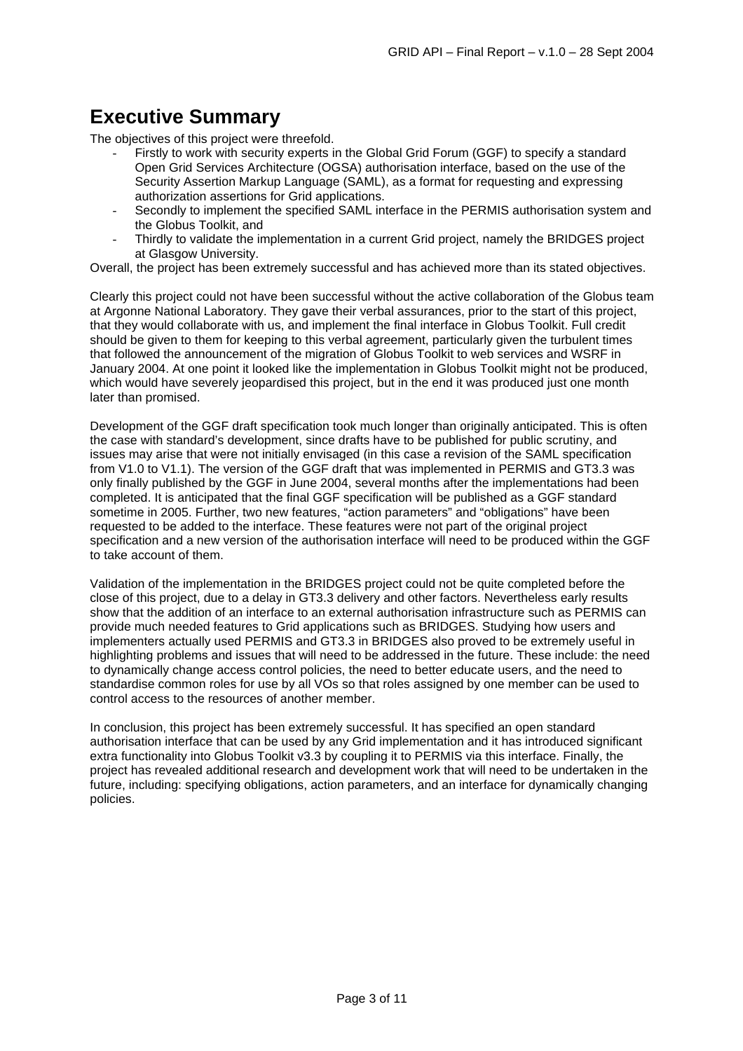# Executive Summary

The objectives of this project were threefold.

- Firstly to work with security experts in the Global Grid Forum (GGF) to specify a standard Open Grid Services Architecture (OGSA) authorisation interface, based on the use of the Security Assertion Markup Language (SAML), as a format for requesting and expressing authorization assertions for Grid applications.
- Secondly to implement the specified SAML interface in the PERMIS authorisation system and the Globus Toolkit, and
- Thirdly to validate the implementation in a current Grid project, namely the BRIDGES project at Glasgow University.

Overall, the project has been extremely successful and has achieved more than its stated objectives.

Clearly this project could not have been successful without the active collaboration of the Globus team at Argonne National Laboratory. They gave their verbal assurances, prior to the start of this project, that they would collaborate with us, and implement the final interface in Globus Toolkit. Full credit should be given to them for keeping to this verbal agreement, particularly given the turbulent times that followed the announcement of the migration of Globus Toolkit to web services and WSRF in January 2004. At one point it looked like the implementation in Globus Toolkit might not be produced, which would have severely jeopardised this project, but in the end it was produced just one month later than promised.

Development of the GGF draft specification took much longer than originally anticipated. This is often the case with standard's development, since drafts have to be published for public scrutiny, and issues may arise that were not initially envisaged (in this case a revision of the SAML specification from V1.0 to V1.1). The version of the GGF draft that was implemented in PERMIS and GT3.3 was only finally published by the GGF in June 2004, several months after the implementations had been completed. It is anticipated that the final GGF specification will be published as a GGF standard sometime in 2005. Further, two new features, "action parameters" and "obligations" have been requested to be added to the interface. These features were not part of the original project specification and a new version of the authorisation interface will need to be produced within the GGF to take account of them.

Validation of the implementation in the BRIDGES project could not be quite completed before the close of this project, due to a delay in GT3.3 delivery and other factors. Nevertheless early results show that the addition of an interface to an external authorisation infrastructure such as PERMIS can provide much needed features to Grid applications such as BRIDGES. Studying how users and implementers actually used PERMIS and GT3.3 in BRIDGES also proved to be extremely useful in highlighting problems and issues that will need to be addressed in the future. These include: the need to dynamically change access control policies, the need to better educate users, and the need to standardise common roles for use by all VOs so that roles assigned by one member can be used to control access to the resources of another member.

In conclusion, this project has been extremely successful. It has specified an open standard authorisation interface that can be used by any Grid implementation and it has introduced significant extra functionality into Globus Toolkit v3.3 by coupling it to PERMIS via this interface. Finally, the project has revealed additional research and development work that will need to be undertaken in the future, including: specifying obligations, action parameters, and an interface for dynamically changing policies.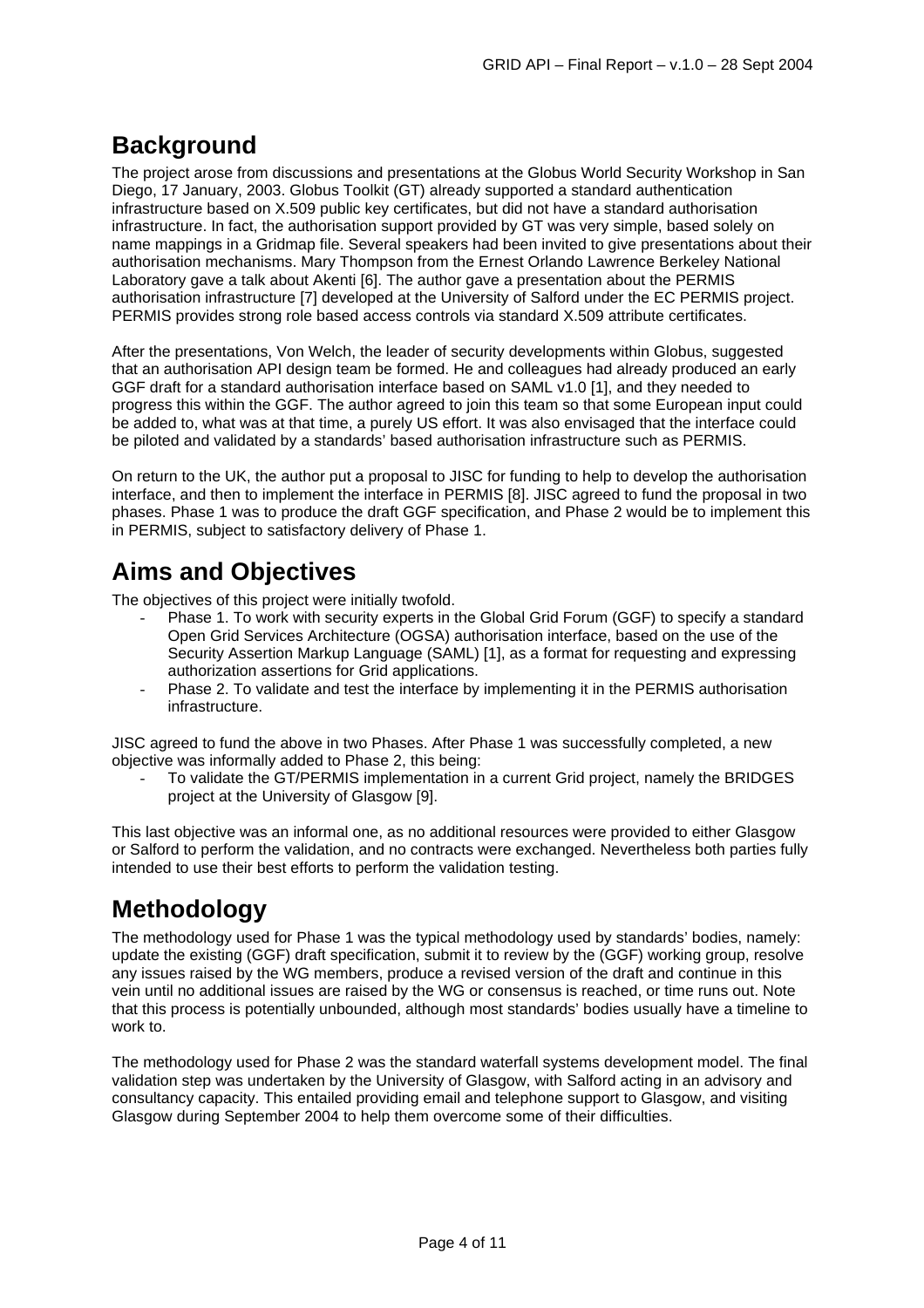## Background

The project arose from discussions and presentations at the Globus World Security Workshop in San Diego, 17 January, 2003. Globus Toolkit (GT) already supported a standard authentication infrastructure based on X.509 public key certificates, but did not have a standard authorisation infrastructure. In fact, the authorisation support provided by GT was very simple, based solely on name mappings in a Gridmap file. Several speakers had been invited to give presentations about their authorisation mechanisms. Mary Thompson from the Ernest Orlando Lawrence Berkeley National Laboratory gave a talk about Akenti [6]. The author gave a presentation about the PERMIS authorisation infrastructure [7] developed at the University of Salford under the EC PERMIS project. PERMIS provides strong role based access controls via standard X.509 attribute certificates.

After the presentations, Von Welch, the leader of security developments within Globus, suggested that an authorisation API design team be formed. He and colleagues had already produced an early GGF draft for a standard authorisation interface based on SAML v1.0 [1], and they needed to progress this within the GGF. The author agreed to join this team so that some European input could be added to, what was at that time, a purely US effort. It was also envisaged that the interface could be piloted and validated by a standards' based authorisation infrastructure such as PERMIS.

On return to the UK, the author put a proposal to JISC for funding to help to develop the authorisation interface, and then to implement the interface in PERMIS [8]. JISC agreed to fund the proposal in two phases. Phase 1 was to produce the draft GGF specification, and Phase 2 would be to implement this in PERMIS, subject to satisfactory delivery of Phase 1.

## Aims and Objectives

The objectives of this project were initially twofold.

- Phase 1. To work with security experts in the Global Grid Forum (GGF) to specify a standard Open Grid Services Architecture (OGSA) authorisation interface, based on the use of the Security Assertion Markup Language (SAML) [1], as a format for requesting and expressing authorization assertions for Grid applications.
- Phase 2. To validate and test the interface by implementing it in the PERMIS authorisation infrastructure.

JISC agreed to fund the above in two Phases. After Phase 1 was successfully completed, a new objective was informally added to Phase 2, this being:

- To validate the GT/PERMIS implementation in a current Grid project, namely the BRIDGES project at the University of Glasgow [9].

This last objective was an informal one, as no additional resources were provided to either Glasgow or Salford to perform the validation, and no contracts were exchanged. Nevertheless both parties fully intended to use their best efforts to perform the validation testing.

## Methodology

The methodology used for Phase 1 was the typical methodology used by standards' bodies, namely: update the existing (GGF) draft specification, submit it to review by the (GGF) working group, resolve any issues raised by the WG members, produce a revised version of the draft and continue in this vein until no additional issues are raised by the WG or consensus is reached, or time runs out. Note that this process is potentially unbounded, although most standards' bodies usually have a timeline to work to.

The methodology used for Phase 2 was the standard waterfall systems development model. The final validation step was undertaken by the University of Glasgow, with Salford acting in an advisory and consultancy capacity. This entailed providing email and telephone support to Glasgow, and visiting Glasgow during September 2004 to help them overcome some of their difficulties.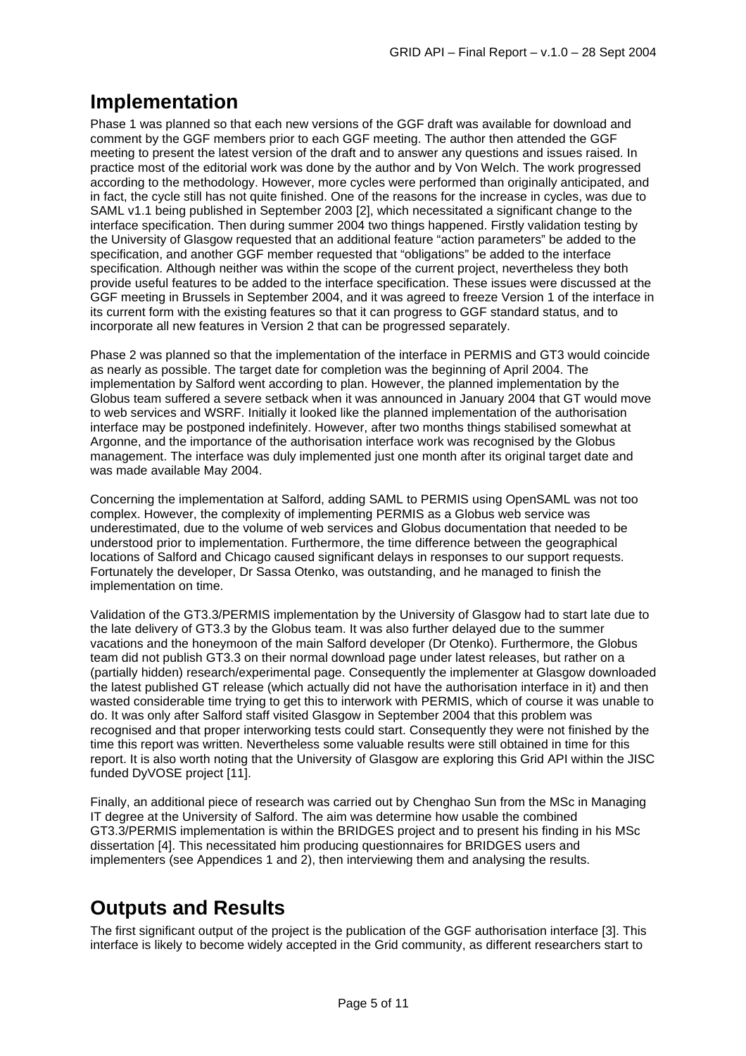## Implementation

Phase 1 was planned so that each new versions of the GGF draft was available for download and comment by the GGF members prior to each GGF meeting. The author then attended the GGF meeting to present the latest version of the draft and to answer any questions and issues raised. In practice most of the editorial work was done by the author and by Von Welch. The work progressed according to the methodology. However, more cycles were performed than originally anticipated, and in fact, the cycle still has not quite finished. One of the reasons for the increase in cycles, was due to SAML v1.1 being published in September 2003 [2], which necessitated a significant change to the interface specification. Then during summer 2004 two things happened. Firstly validation testing by the University of Glasgow requested that an additional feature "action parameters" be added to the specification, and another GGF member requested that "obligations" be added to the interface specification. Although neither was within the scope of the current project, nevertheless they both provide useful features to be added to the interface specification. These issues were discussed at the GGF meeting in Brussels in September 2004, and it was agreed to freeze Version 1 of the interface in its current form with the existing features so that it can progress to GGF standard status, and to incorporate all new features in Version 2 that can be progressed separately.

Phase 2 was planned so that the implementation of the interface in PERMIS and GT3 would coincide as nearly as possible. The target date for completion was the beginning of April 2004. The implementation by Salford went according to plan. However, the planned implementation by the Globus team suffered a severe setback when it was announced in January 2004 that GT would move to web services and WSRF. Initially it looked like the planned implementation of the authorisation interface may be postponed indefinitely. However, after two months things stabilised somewhat at Argonne, and the importance of the authorisation interface work was recognised by the Globus management. The interface was duly implemented just one month after its original target date and was made available May 2004.

Concerning the implementation at Salford, adding SAML to PERMIS using OpenSAML was not too complex. However, the complexity of implementing PERMIS as a Globus web service was underestimated, due to the volume of web services and Globus documentation that needed to be understood prior to implementation. Furthermore, the time difference between the geographical locations of Salford and Chicago caused significant delays in responses to our support requests. Fortunately the developer, Dr Sassa Otenko, was outstanding, and he managed to finish the implementation on time.

Validation of the GT3.3/PERMIS implementation by the University of Glasgow had to start late due to the late delivery of GT3.3 by the Globus team. It was also further delayed due to the summer vacations and the honeymoon of the main Salford developer (Dr Otenko). Furthermore, the Globus team did not publish GT3.3 on their normal download page under latest releases, but rather on a (partially hidden) research/experimental page. Consequently the implementer at Glasgow downloaded the latest published GT release (which actually did not have the authorisation interface in it) and then wasted considerable time trying to get this to interwork with PERMIS, which of course it was unable to do. It was only after Salford staff visited Glasgow in September 2004 that this problem was recognised and that proper interworking tests could start. Consequently they were not finished by the time this report was written. Nevertheless some valuable results were still obtained in time for this report. It is also worth noting that the University of Glasgow are exploring this Grid API within the JISC funded DyVOSE project [11].

Finally, an additional piece of research was carried out by Chenghao Sun from the MSc in Managing IT degree at the University of Salford. The aim was determine how usable the combined GT3.3/PERMIS implementation is within the BRIDGES project and to present his finding in his MSc dissertation [4]. This necessitated him producing questionnaires for BRIDGES users and implementers (see Appendices 1 and 2), then interviewing them and analysing the results.

## Outputs and Results

The first significant output of the project is the publication of the GGF authorisation interface [3]. This interface is likely to become widely accepted in the Grid community, as different researchers start to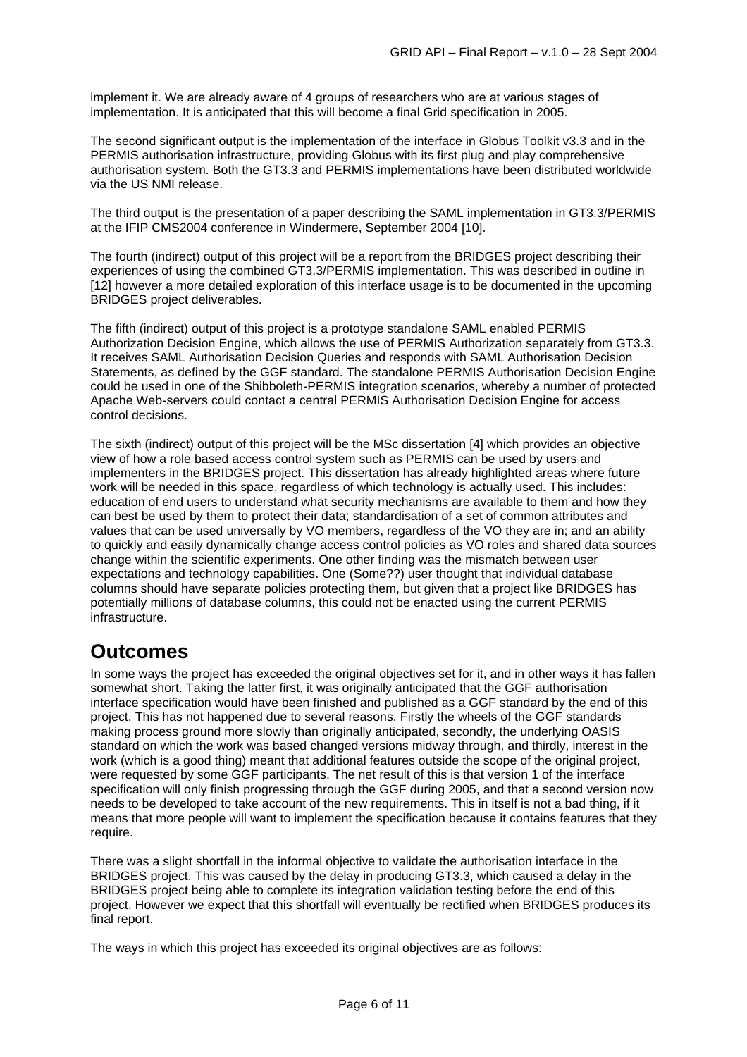implement it. We are already aware of 4 groups of researchers who are at various stages of implementation. It is anticipated that this will become a final Grid specification in 2005.

The second significant output is the implementation of the interface in Globus Toolkit v3.3 and in the PERMIS authorisation infrastructure, providing Globus with its first plug and play comprehensive authorisation system. Both the GT3.3 and PERMIS implementations have been distributed worldwide via the US NMI release.

The third output is the presentation of a paper describing the SAML implementation in GT3.3/PERMIS at the IFIP CMS2004 conference in Windermere, September 2004 [10].

The fourth (indirect) output of this project will be a report from the BRIDGES project describing their experiences of using the combined GT3.3/PERMIS implementation. This was described in outline in [12] however a more detailed exploration of this interface usage is to be documented in the upcoming BRIDGES project deliverables.

The fifth (indirect) output of this project is a prototype standalone SAML enabled PERMIS Authorization Decision Engine, which allows the use of PERMIS Authorization separately from GT3.3. It receives SAML Authorisation Decision Queries and responds with SAML Authorisation Decision Statements, as defined by the GGF standard. The standalone PERMIS Authorisation Decision Engine could be used in one of the Shibboleth-PERMIS integration scenarios, whereby a number of protected Apache Web-servers could contact a central PERMIS Authorisation Decision Engine for access control decisions.

The sixth (indirect) output of this project will be the MSc dissertation [4] which provides an objective view of how a role based access control system such as PERMIS can be used by users and implementers in the BRIDGES project. This dissertation has already highlighted areas where future work will be needed in this space, regardless of which technology is actually used. This includes: education of end users to understand what security mechanisms are available to them and how they can best be used by them to protect their data; standardisation of a set of common attributes and values that can be used universally by VO members, regardless of the VO they are in; and an ability to quickly and easily dynamically change access control policies as VO roles and shared data sources change within the scientific experiments. One other finding was the mismatch between user expectations and technology capabilities. One (Some??) user thought that individual database columns should have separate policies protecting them, but given that a project like BRIDGES has potentially millions of database columns, this could not be enacted using the current PERMIS infrastructure.

# Outcomes

In some ways the project has exceeded the original objectives set for it, and in other ways it has fallen somewhat short. Taking the latter first, it was originally anticipated that the GGF authorisation interface specification would have been finished and published as a GGF standard by the end of this project. This has not happened due to several reasons. Firstly the wheels of the GGF standards making process ground more slowly than originally anticipated, secondly, the underlying OASIS standard on which the work was based changed versions midway through, and thirdly, interest in the work (which is a good thing) meant that additional features outside the scope of the original project, were requested by some GGF participants. The net result of this is that version 1 of the interface specification will only finish progressing through the GGF during 2005, and that a second version now needs to be developed to take account of the new requirements. This in itself is not a bad thing, if it means that more people will want to implement the specification because it contains features that they require.

There was a slight shortfall in the informal objective to validate the authorisation interface in the BRIDGES project. This was caused by the delay in producing GT3.3, which caused a delay in the BRIDGES project being able to complete its integration validation testing before the end of this project. However we expect that this shortfall will eventually be rectified when BRIDGES produces its final report.

The ways in which this project has exceeded its original objectives are as follows: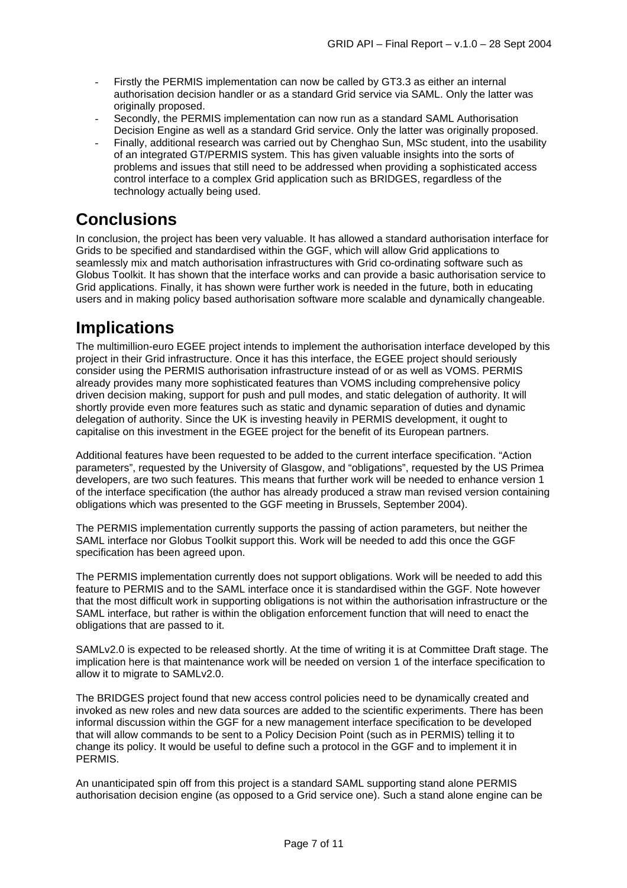- Firstly the PERMIS implementation can now be called by GT3.3 as either an internal authorisation decision handler or as a standard Grid service via SAML. Only the latter was originally proposed.
- Secondly, the PERMIS implementation can now run as a standard SAML Authorisation Decision Engine as well as a standard Grid service. Only the latter was originally proposed.
- Finally, additional research was carried out by Chenghao Sun, MSc student, into the usability of an integrated GT/PERMIS system. This has given valuable insights into the sorts of problems and issues that still need to be addressed when providing a sophisticated access control interface to a complex Grid application such as BRIDGES, regardless of the technology actually being used.

# Conclusions

In conclusion, the project has been very valuable. It has allowed a standard authorisation interface for Grids to be specified and standardised within the GGF, which will allow Grid applications to seamlessly mix and match authorisation infrastructures with Grid co-ordinating software such as Globus Toolkit. It has shown that the interface works and can provide a basic authorisation service to Grid applications. Finally, it has shown were further work is needed in the future, both in educating users and in making policy based authorisation software more scalable and dynamically changeable.

# Implications

The multimillion-euro EGEE project intends to implement the authorisation interface developed by this project in their Grid infrastructure. Once it has this interface, the EGEE project should seriously consider using the PERMIS authorisation infrastructure instead of or as well as VOMS. PERMIS already provides many more sophisticated features than VOMS including comprehensive policy driven decision making, support for push and pull modes, and static delegation of authority. It will shortly provide even more features such as static and dynamic separation of duties and dynamic delegation of authority. Since the UK is investing heavily in PERMIS development, it ought to capitalise on this investment in the EGEE project for the benefit of its European partners.

Additional features have been requested to be added to the current interface specification. "Action parameters", requested by the University of Glasgow, and "obligations", requested by the US Primea developers, are two such features. This means that further work will be needed to enhance version 1 of the interface specification (the author has already produced a straw man revised version containing obligations which was presented to the GGF meeting in Brussels, September 2004).

The PERMIS implementation currently supports the passing of action parameters, but neither the SAML interface nor Globus Toolkit support this. Work will be needed to add this once the GGF specification has been agreed upon.

The PERMIS implementation currently does not support obligations. Work will be needed to add this feature to PERMIS and to the SAML interface once it is standardised within the GGF. Note however that the most difficult work in supporting obligations is not within the authorisation infrastructure or the SAML interface, but rather is within the obligation enforcement function that will need to enact the obligations that are passed to it.

SAMLv2.0 is expected to be released shortly. At the time of writing it is at Committee Draft stage. The implication here is that maintenance work will be needed on version 1 of the interface specification to allow it to migrate to SAMLv2.0.

The BRIDGES project found that new access control policies need to be dynamically created and invoked as new roles and new data sources are added to the scientific experiments. There has been informal discussion within the GGF for a new management interface specification to be developed that will allow commands to be sent to a Policy Decision Point (such as in PERMIS) telling it to change its policy. It would be useful to define such a protocol in the GGF and to implement it in PERMIS.

An unanticipated spin off from this project is a standard SAML supporting stand alone PERMIS authorisation decision engine (as opposed to a Grid service one). Such a stand alone engine can be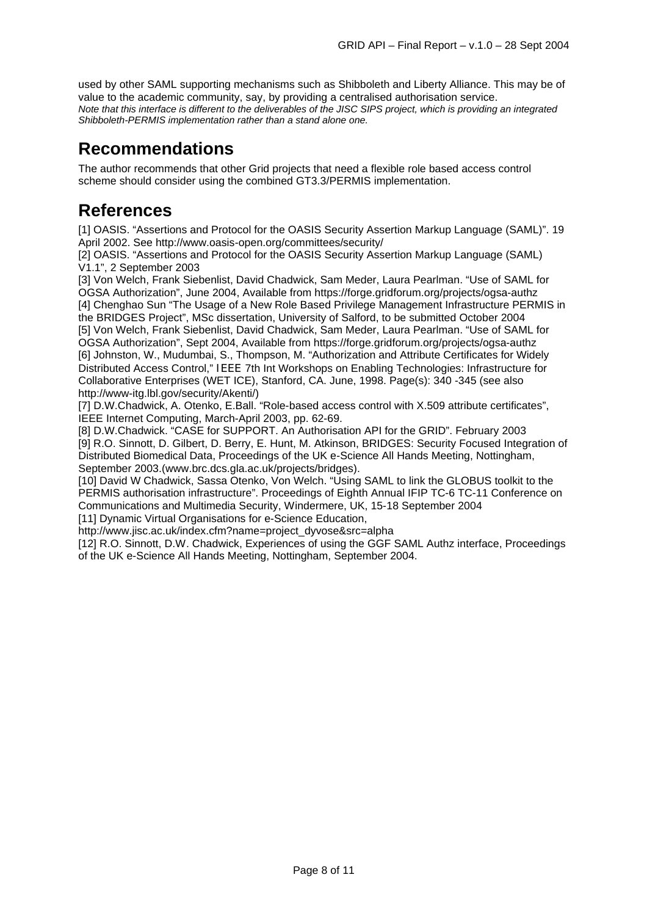used by other SAML supporting mechanisms such as Shibboleth and Liberty Alliance. This may be of value to the academic community, say, by providing a centralised authorisation service.
*Note that this interface is different to the deliverables of the JISC SIPS project, which is providing an integrated Shibboleth-PERMIS implementation rather than a stand alone one.*

# Recommendations

The author recommends that other Grid projects that need a flexible role based access control scheme should consider using the combined GT3.3/PERMIS implementation.

# References

[1] OASIS. "Assertions and Protocol for the OASIS Security Assertion Markup Language (SAML)". 19 April 2002. See http://www.oasis-open.org/committees/security/
[2] OASIS. "Assertions and Protocol for the OASIS Security Assertion Markup Language (SAML) V1.1", 2 September 2003
[3] Von Welch, Frank Siebenlist, David Chadwick, Sam Meder, Laura Pearlman. "Use of SAML for OGSA Authorization", June 2004, Available from https://forge.gridforum.org/projects/ogsa-authz
[4] Chenghao Sun "The Usage of a New Role Based Privilege Management Infrastructure PERMIS in the BRIDGES Project", MSc dissertation, University of Salford, to be submitted October 2004
[5] Von Welch, Frank Siebenlist, David Chadwick, Sam Meder, Laura Pearlman. "Use of SAML for OGSA Authorization", Sept 2004, Available from https://forge.gridforum.org/projects/ogsa-authz
[6] Johnston, W., Mudumbai, S., Thompson, M. "Authorization and Attribute Certificates for Widely Distributed Access Control," IEEE 7th Int Workshops on Enabling Technologies: Infrastructure for Collaborative Enterprises (WET ICE), Stanford, CA. June, 1998. Page(s): 340 -345 (see also http://www-itg.lbl.gov/security/Akenti/)
[7] D.W.Chadwick, A. Otenko, E.Ball. "Role-based access control with X.509 attribute certificates", IEEE Internet Computing, March-April 2003, pp. 62-69.
[8] D.W.Chadwick. "CASE for SUPPORT. An Authorisation API for the GRID". February 2003
[9] R.O. Sinnott, D. Gilbert, D. Berry, E. Hunt, M. Atkinson, BRIDGES: Security Focused Integration of Distributed Biomedical Data, Proceedings of the UK e-Science All Hands Meeting, Nottingham, September 2003.(www.brc.dcs.gla.ac.uk/projects/bridges).
[10] David W Chadwick, Sassa Otenko, Von Welch. "Using SAML to link the GLOBUS toolkit to the PERMIS authorisation infrastructure". Proceedings of Eighth Annual IFIP TC-6 TC-11 Conference on Communications and Multimedia Security, Windermere, UK, 15-18 September 2004
[11] Dynamic Virtual Organisations for e-Science Education, http://www.jisc.ac.uk/index.cfm?name=project_dyvose&src=alpha
[12] R.O. Sinnott, D.W. Chadwick, Experiences of using the GGF SAML Authz interface, Proceedings of the UK e-Science All Hands Meeting, Nottingham, September 2004.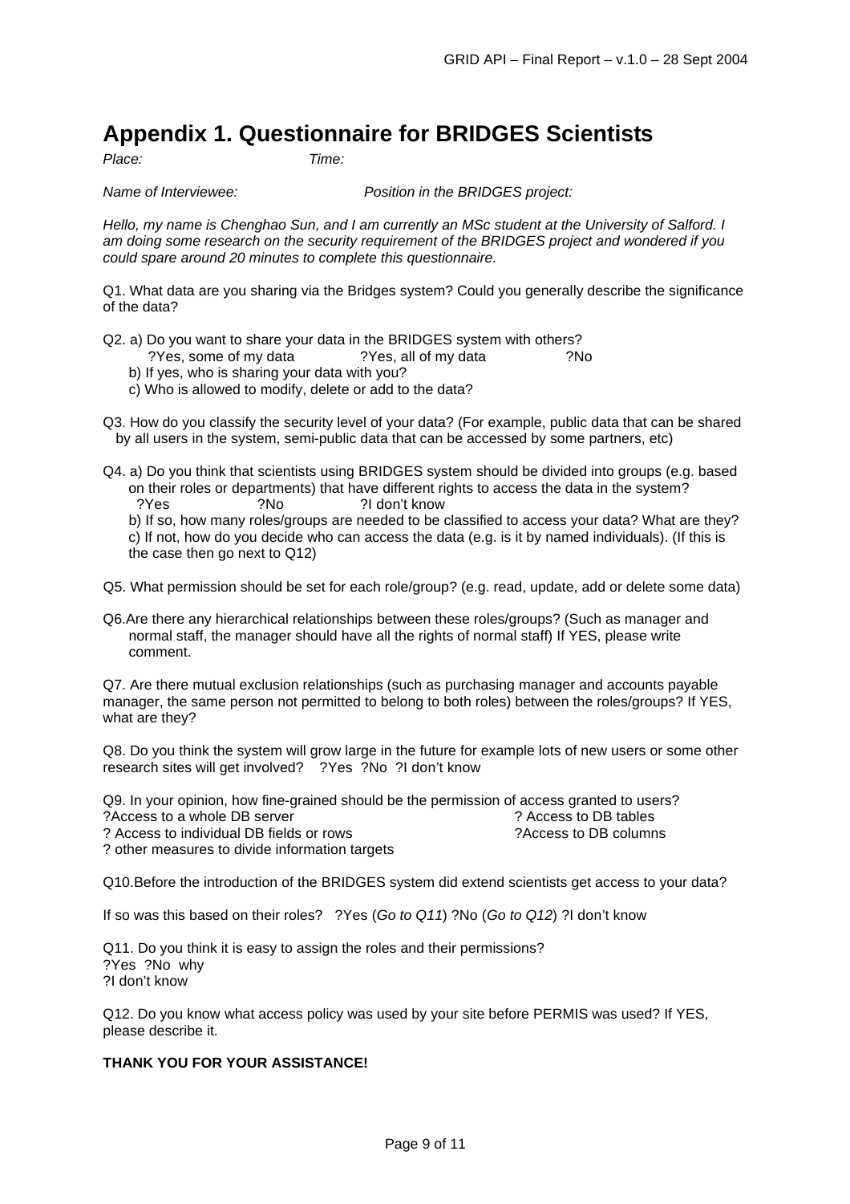# Appendix 1. Questionnaire for BRIDGES Scientists

*Place:* *Time:*

*Name of Interviewee:* *Position in the BRIDGES project:*

*Hello, my name is Chenghao Sun, and I am currently an MSc student at the University of Salford. I am doing some research on the security requirement of the BRIDGES project and wondered if you could spare around 20 minutes to complete this questionnaire.*

Q1. What data are you sharing via the Bridges system? Could you generally describe the significance of the data?

Q2. a) Do you want to share your data in the BRIDGES system with others?
?Yes, some of my data ?Yes, all of my data ?No
b) If yes, who is sharing your data with you?
c) Who is allowed to modify, delete or add to the data?

Q3. How do you classify the security level of your data? (For example, public data that can be shared by all users in the system, semi-public data that can be accessed by some partners, etc)

Q4. a) Do you think that scientists using BRIDGES system should be divided into groups (e.g. based on their roles or departments) that have different rights to access the data in the system?
?Yes ?No ?I don't know
b) If so, how many roles/groups are needed to be classified to access your data? What are they?
c) If not, how do you decide who can access the data (e.g. is it by named individuals). (If this is the case then go next to Q12)

Q5. What permission should be set for each role/group? (e.g. read, update, add or delete some data)

Q6.Are there any hierarchical relationships between these roles/groups? (Such as manager and normal staff, the manager should have all the rights of normal staff) If YES, please write comment.

Q7. Are there mutual exclusion relationships (such as purchasing manager and accounts payable manager, the same person not permitted to belong to both roles) between the roles/groups? If YES, what are they?

Q8. Do you think the system will grow large in the future for example lots of new users or some other research sites will get involved? ?Yes ?No ?I don't know

Q9. In your opinion, how fine-grained should be the permission of access granted to users?
?Access to a whole DB server ? Access to DB tables
? Access to individual DB fields or rows ?Access to DB columns
? other measures to divide information targets

Q10.Before the introduction of the BRIDGES system did extend scientists get access to your data?

If so was this based on their roles? ?Yes (*Go to Q11*) ?No (*Go to Q12*) ?I don't know

Q11. Do you think it is easy to assign the roles and their permissions?
?Yes ?No why
?I don't know

Q12. Do you know what access policy was used by your site before PERMIS was used? If YES, please describe it.

**THANK YOU FOR YOUR ASSISTANCE!**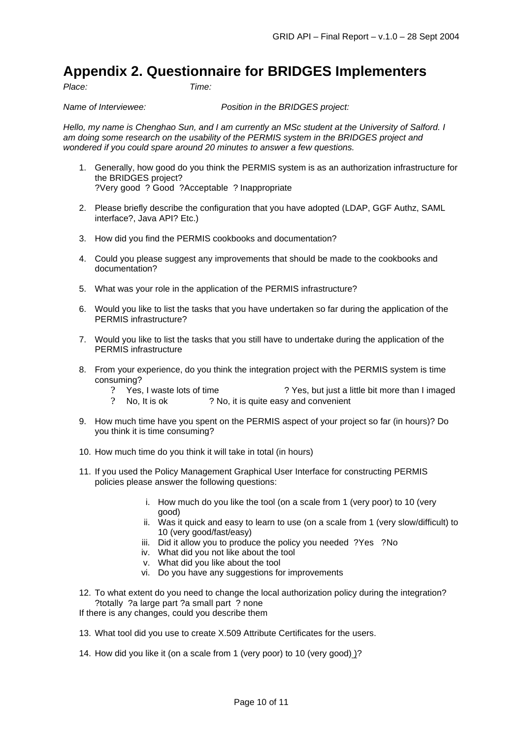# Appendix 2. Questionnaire for BRIDGES Implementers

*Place:* *Time:*

*Name of Interviewee:* *Position in the BRIDGES project:*

*Hello, my name is Chenghao Sun, and I am currently an MSc student at the University of Salford. I am doing some research on the usability of the PERMIS system in the BRIDGES project and wondered if you could spare around 20 minutes to answer a few questions.*

1. Generally, how good do you think the PERMIS system is as an authorization infrastructure for the BRIDGES project?
   ?Very good ? Good ?Acceptable ? Inappropriate

2. Please briefly describe the configuration that you have adopted (LDAP, GGF Authz, SAML interface?, Java API? Etc.)

3. How did you find the PERMIS cookbooks and documentation?

4. Could you please suggest any improvements that should be made to the cookbooks and documentation?

5. What was your role in the application of the PERMIS infrastructure?

6. Would you like to list the tasks that you have undertaken so far during the application of the PERMIS infrastructure?

7. Would you like to list the tasks that you still have to undertake during the application of the PERMIS infrastructure

8. From your experience, do you think the integration project with the PERMIS system is time consuming?
   - ? Yes, I waste lots of time ? Yes, but just a little bit more than I imaged
   - ? No, It is ok ? No, it is quite easy and convenient

9. How much time have you spent on the PERMIS aspect of your project so far (in hours)? Do you think it is time consuming?

10. How much time do you think it will take in total (in hours)

11. If you used the Policy Management Graphical User Interface for constructing PERMIS policies please answer the following questions:

    i. How much do you like the tool (on a scale from 1 (very poor) to 10 (very good)
    ii. Was it quick and easy to learn to use (on a scale from 1 (very slow/difficult) to 10 (very good/fast/easy)
    iii. Did it allow you to produce the policy you needed ?Yes ?No
    iv. What did you not like about the tool
    v. What did you like about the tool
    vi. Do you have any suggestions for improvements

12. To what extent do you need to change the local authorization policy during the integration?
    ?totally ?a large part ?a small part ? none

If there is any changes, could you describe them

13. What tool did you use to create X.509 Attribute Certificates for the users.

14. How did you like it (on a scale from 1 (very poor) to 10 (very good) )?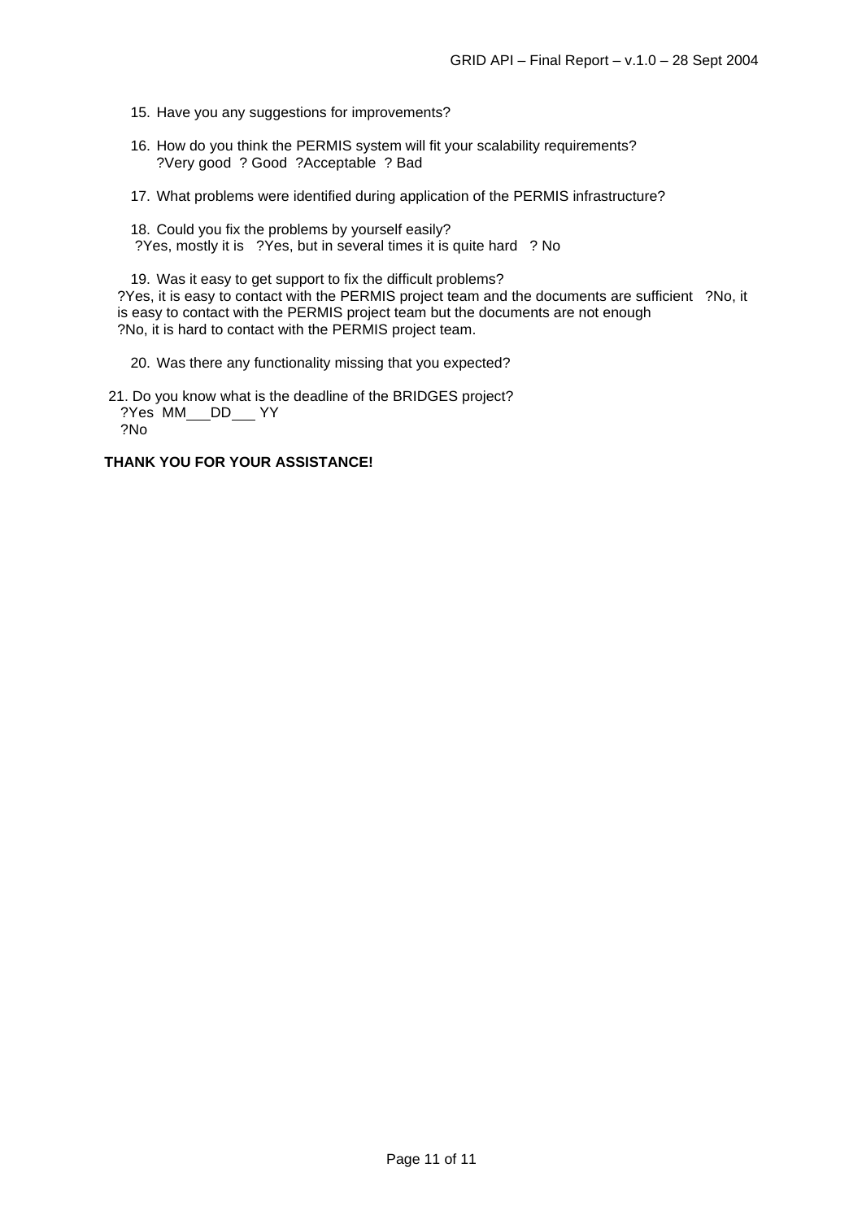15. Have you any suggestions for improvements?

16. How do you think the PERMIS system will fit your scalability requirements?
 ?Very good ? Good ?Acceptable ? Bad

17. What problems were identified during application of the PERMIS infrastructure?

18. Could you fix the problems by yourself easily?
 ?Yes, mostly it is ?Yes, but in several times it is quite hard ? No

19. Was it easy to get support to fix the difficult problems?
 ?Yes, it is easy to contact with the PERMIS project team and the documents are sufficient ?No, it is easy to contact with the PERMIS project team but the documents are not enough
 ?No, it is hard to contact with the PERMIS project team.

20. Was there any functionality missing that you expected?

21. Do you know what is the deadline of the BRIDGES project?
 ?Yes MM___DD___ YY
 ?No

**THANK YOU FOR YOUR ASSISTANCE!**